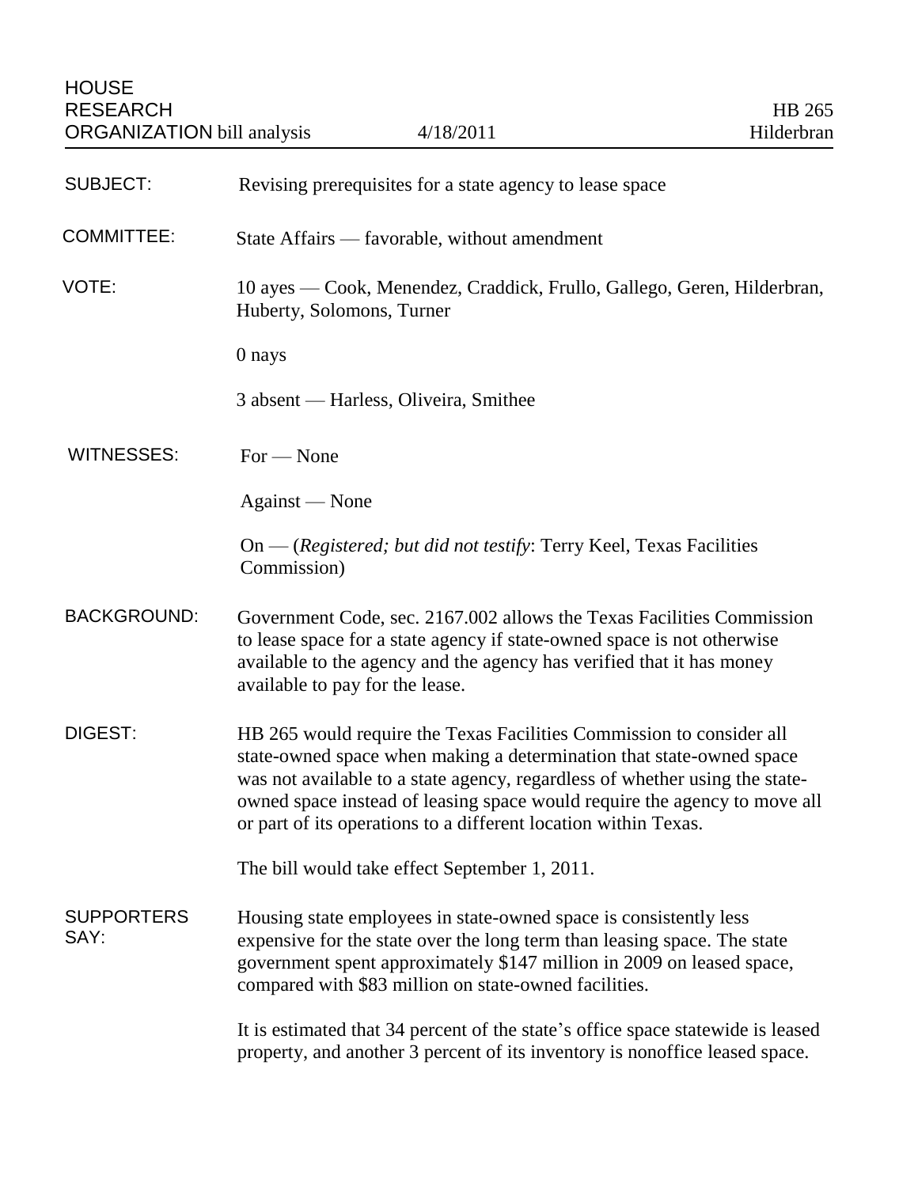HOUSE RESEARCH ORGANIZATION bill analysis | 4/18/2011 | HB 265 Hilderbran

**SUBJECT:** Revising prerequisites for a state agency to lease space

**COMMITTEE:** State Affairs — favorable, without amendment

**VOTE:** 10 ayes — Cook, Menendez, Craddick, Frullo, Gallego, Geren, Hilderbran, Huberty, Solomons, Turner

0 nays

3 absent — Harless, Oliveira, Smithee

**WITNESSES:** For — None

Against — None

On — (*Registered; but did not testify*: Terry Keel, Texas Facilities Commission)

**BACKGROUND:** Government Code, sec. 2167.002 allows the Texas Facilities Commission to lease space for a state agency if state-owned space is not otherwise available to the agency and the agency has verified that it has money available to pay for the lease.

**DIGEST:** HB 265 would require the Texas Facilities Commission to consider all state-owned space when making a determination that state-owned space was not available to a state agency, regardless of whether using the state-owned space instead of leasing space would require the agency to move all or part of its operations to a different location within Texas.

The bill would take effect September 1, 2011.

**SUPPORTERS SAY:** Housing state employees in state-owned space is consistently less expensive for the state over the long term than leasing space. The state government spent approximately $147 million in 2009 on leased space, compared with $83 million on state-owned facilities.

It is estimated that 34 percent of the state's office space statewide is leased property, and another 3 percent of its inventory is nonoffice leased space.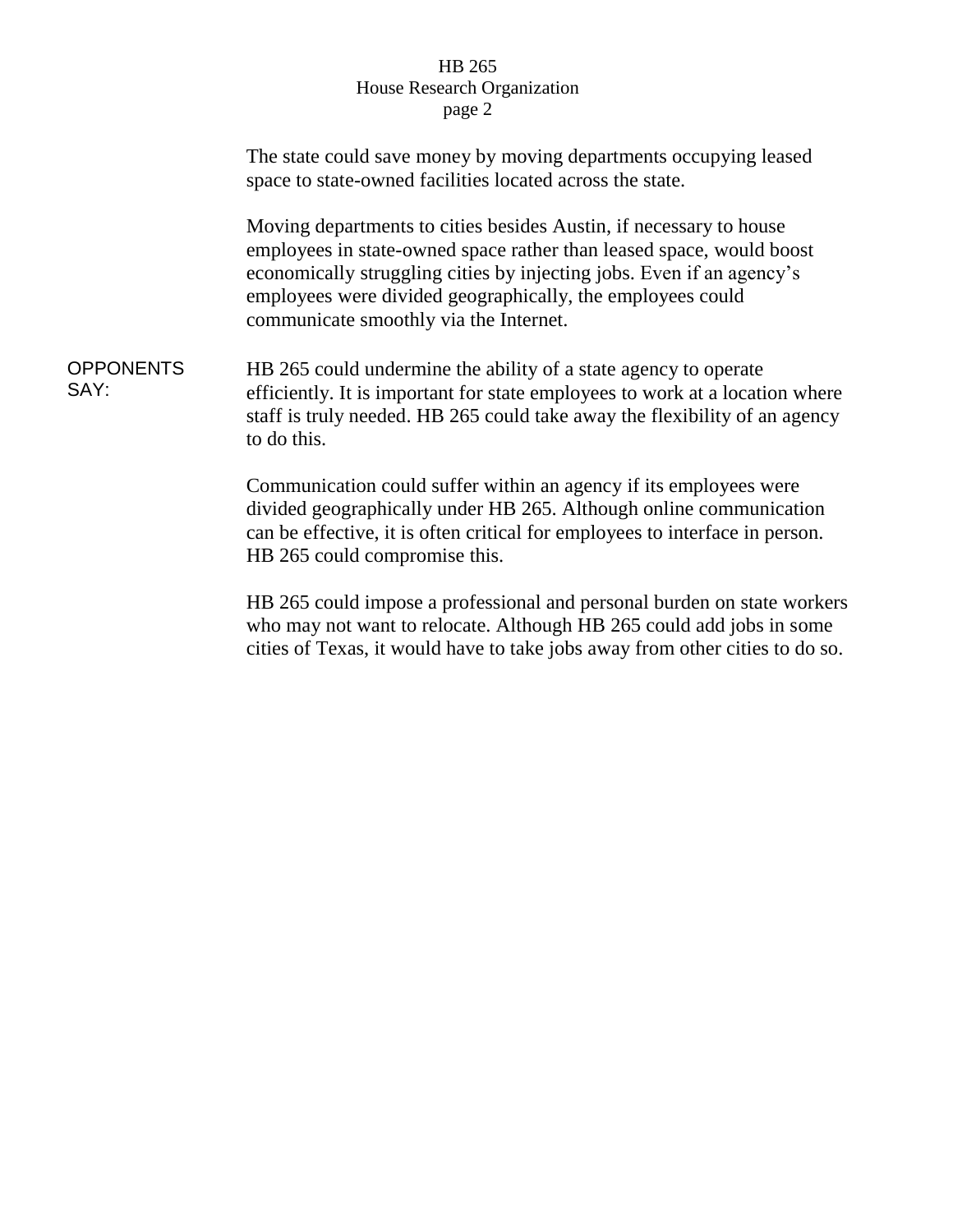The state could save money by moving departments occupying leased space to state-owned facilities located across the state.

Moving departments to cities besides Austin, if necessary to house employees in state-owned space rather than leased space, would boost economically struggling cities by injecting jobs. Even if an agency's employees were divided geographically, the employees could communicate smoothly via the Internet.

**OPPONENTS SAY:**

HB 265 could undermine the ability of a state agency to operate efficiently. It is important for state employees to work at a location where staff is truly needed. HB 265 could take away the flexibility of an agency to do this.

Communication could suffer within an agency if its employees were divided geographically under HB 265. Although online communication can be effective, it is often critical for employees to interface in person. HB 265 could compromise this.

HB 265 could impose a professional and personal burden on state workers who may not want to relocate. Although HB 265 could add jobs in some cities of Texas, it would have to take jobs away from other cities to do so.